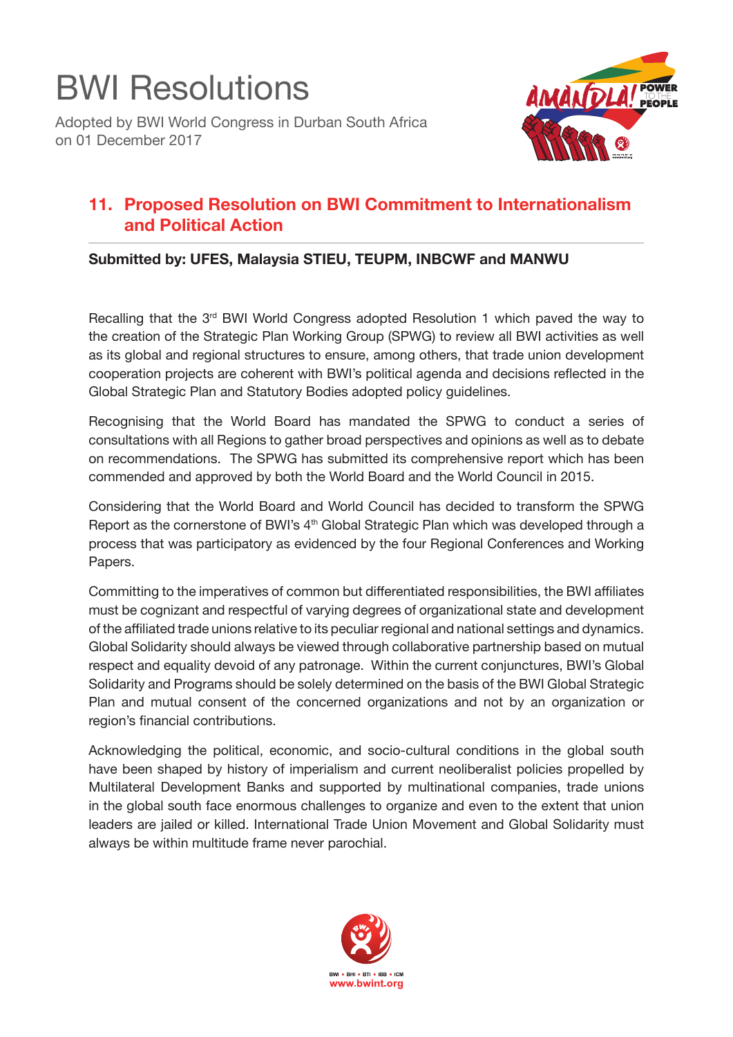# BWI Resolutions

Adopted by BWI World Congress in Durban South Africa on 01 December 2017

## 11. Proposed Resolution on BWI Commitment to Internationalism and Political Action

**Submitted by: UFES, Malaysia STIEU, TEUPM, INBCWF and MANWU**

Recalling that the 3rd BWI World Congress adopted Resolution 1 which paved the way to the creation of the Strategic Plan Working Group (SPWG) to review all BWI activities as well as its global and regional structures to ensure, among others, that trade union development cooperation projects are coherent with BWI's political agenda and decisions reflected in the Global Strategic Plan and Statutory Bodies adopted policy guidelines.

Recognising that the World Board has mandated the SPWG to conduct a series of consultations with all Regions to gather broad perspectives and opinions as well as to debate on recommendations. The SPWG has submitted its comprehensive report which has been commended and approved by both the World Board and the World Council in 2015.

Considering that the World Board and World Council has decided to transform the SPWG Report as the cornerstone of BWI's 4th Global Strategic Plan which was developed through a process that was participatory as evidenced by the four Regional Conferences and Working Papers.

Committing to the imperatives of common but differentiated responsibilities, the BWI affiliates must be cognizant and respectful of varying degrees of organizational state and development of the affiliated trade unions relative to its peculiar regional and national settings and dynamics. Global Solidarity should always be viewed through collaborative partnership based on mutual respect and equality devoid of any patronage. Within the current conjunctures, BWI's Global Solidarity and Programs should be solely determined on the basis of the BWI Global Strategic Plan and mutual consent of the concerned organizations and not by an organization or region's financial contributions.

Acknowledging the political, economic, and socio-cultural conditions in the global south have been shaped by history of imperialism and current neoliberalist policies propelled by Multilateral Development Banks and supported by multinational companies, trade unions in the global south face enormous challenges to organize and even to the extent that union leaders are jailed or killed. International Trade Union Movement and Global Solidarity must always be within multitude frame never parochial.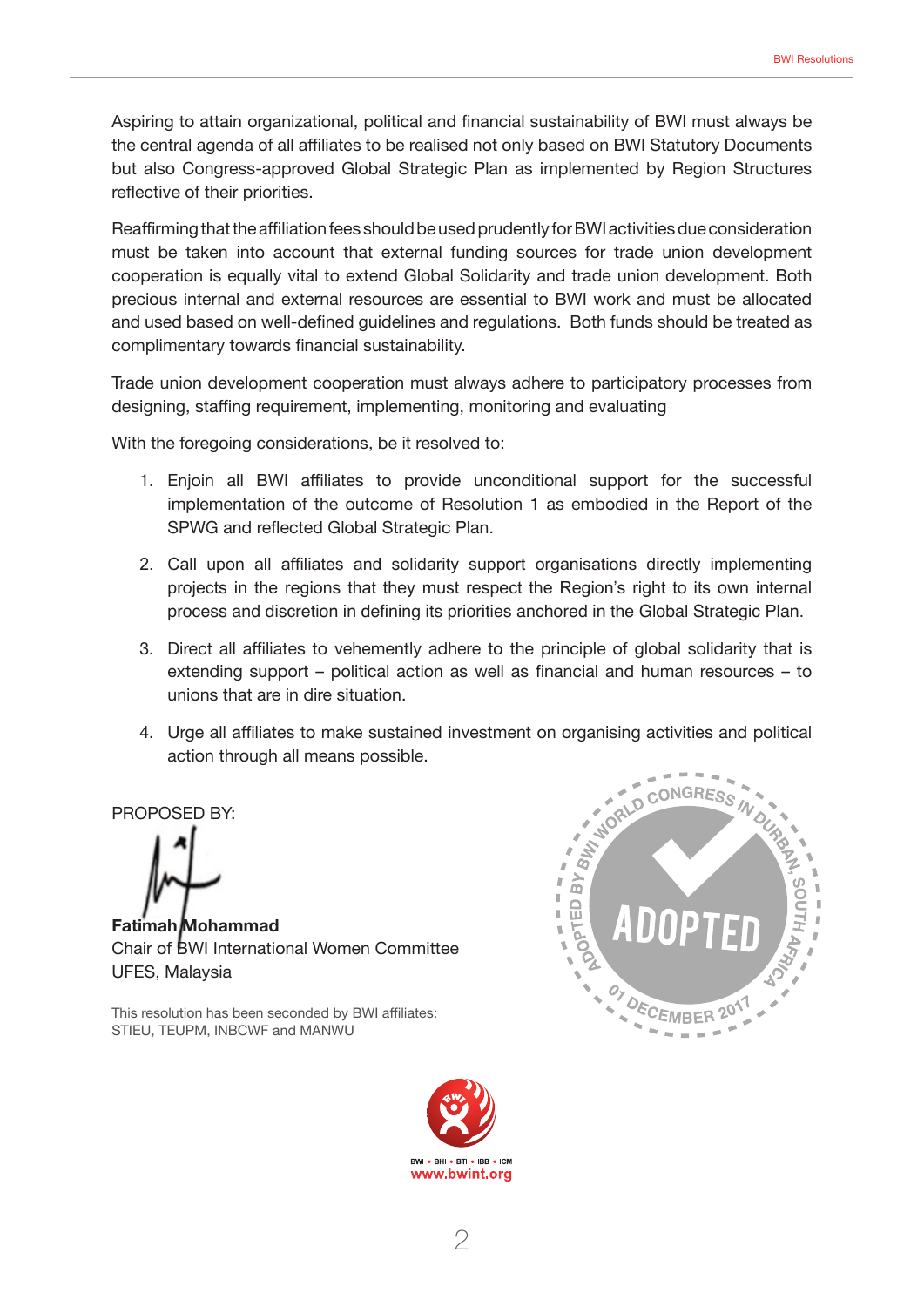Aspiring to attain organizational, political and financial sustainability of BWI must always be the central agenda of all affiliates to be realised not only based on BWI Statutory Documents but also Congress-approved Global Strategic Plan as implemented by Region Structures reflective of their priorities.

Reaffirming that the affiliation fees should be used prudently for BWI activities due consideration must be taken into account that external funding sources for trade union development cooperation is equally vital to extend Global Solidarity and trade union development. Both precious internal and external resources are essential to BWI work and must be allocated and used based on well-defined guidelines and regulations. Both funds should be treated as complimentary towards financial sustainability.

Trade union development cooperation must always adhere to participatory processes from designing, staffing requirement, implementing, monitoring and evaluating

With the foregoing considerations, be it resolved to:

1. Enjoin all BWI affiliates to provide unconditional support for the successful implementation of the outcome of Resolution 1 as embodied in the Report of the SPWG and reflected Global Strategic Plan.
2. Call upon all affiliates and solidarity support organisations directly implementing projects in the regions that they must respect the Region's right to its own internal process and discretion in defining its priorities anchored in the Global Strategic Plan.
3. Direct all affiliates to vehemently adhere to the principle of global solidarity that is extending support – political action as well as financial and human resources – to unions that are in dire situation.
4. Urge all affiliates to make sustained investment on organising activities and political action through all means possible.

PROPOSED BY:

**Fatimah Mohammad**
Chair of BWI International Women Committee
UFES, Malaysia

This resolution has been seconded by BWI affiliates:
STIEU, TEUPM, INBCWF and MANWU

ADOPTED BY BWI WORLD CONGRESS IN DURBAN, SOUTH AFRICA
ADOPTED
01 DECEMBER 2017

BWI • BHI • BTI • IBB • ICM
www.bwint.org